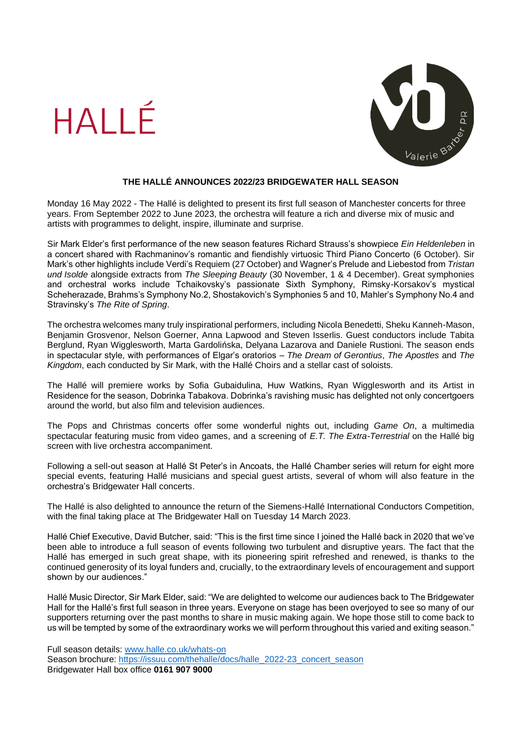HALLÉ

Valerie Barber PR

**THE HALLÉ ANNOUNCES 2022/23 BRIDGEWATER HALL SEASON**

Monday 16 May 2022 - The Hallé is delighted to present its first full season of Manchester concerts for three years. From September 2022 to June 2023, the orchestra will feature a rich and diverse mix of music and artists with programmes to delight, inspire, illuminate and surprise.

Sir Mark Elder's first performance of the new season features Richard Strauss's showpiece *Ein Heldenleben* in a concert shared with Rachmaninov's romantic and fiendishly virtuosic Third Piano Concerto (6 October). Sir Mark's other highlights include Verdi's Requiem (27 October) and Wagner's Prelude and Liebestod from *Tristan und Isolde* alongside extracts from *The Sleeping Beauty* (30 November, 1 & 4 December). Great symphonies and orchestral works include Tchaikovsky's passionate Sixth Symphony, Rimsky-Korsakov's mystical Scheherazade, Brahms's Symphony No.2, Shostakovich's Symphonies 5 and 10, Mahler's Symphony No.4 and Stravinsky's *The Rite of Spring*.

The orchestra welcomes many truly inspirational performers, including Nicola Benedetti, Sheku Kanneh-Mason, Benjamin Grosvenor, Nelson Goerner, Anna Lapwood and Steven Isserlis. Guest conductors include Tabita Berglund, Ryan Wigglesworth, Marta Gardolińska, Delyana Lazarova and Daniele Rustioni. The season ends in spectacular style, with performances of Elgar's oratorios – *The Dream of Gerontius*, *The Apostles* and *The Kingdom*, each conducted by Sir Mark, with the Hallé Choirs and a stellar cast of soloists.

The Hallé will premiere works by Sofia Gubaidulina, Huw Watkins, Ryan Wigglesworth and its Artist in Residence for the season, Dobrinka Tabakova. Dobrinka's ravishing music has delighted not only concertgoers around the world, but also film and television audiences.

The Pops and Christmas concerts offer some wonderful nights out, including *Game On*, a multimedia spectacular featuring music from video games, and a screening of *E.T. The Extra-Terrestrial* on the Hallé big screen with live orchestra accompaniment.

Following a sell-out season at Hallé St Peter's in Ancoats, the Hallé Chamber series will return for eight more special events, featuring Hallé musicians and special guest artists, several of whom will also feature in the orchestra's Bridgewater Hall concerts.

The Hallé is also delighted to announce the return of the Siemens-Hallé International Conductors Competition, with the final taking place at The Bridgewater Hall on Tuesday 14 March 2023.

Hallé Chief Executive, David Butcher, said: "This is the first time since I joined the Hallé back in 2020 that we've been able to introduce a full season of events following two turbulent and disruptive years. The fact that the Hallé has emerged in such great shape, with its pioneering spirit refreshed and renewed, is thanks to the continued generosity of its loyal funders and, crucially, to the extraordinary levels of encouragement and support shown by our audiences."

Hallé Music Director, Sir Mark Elder, said: "We are delighted to welcome our audiences back to The Bridgewater Hall for the Hallé's first full season in three years. Everyone on stage has been overjoyed to see so many of our supporters returning over the past months to share in music making again. We hope those still to come back to us will be tempted by some of the extraordinary works we will perform throughout this varied and exiting season."

Full season details: [www.halle.co.uk/whats-on](www.halle.co.uk/whats-on)
Season brochure: [https://issuu.com/thehalle/docs/halle_2022-23_concert_season](https://issuu.com/thehalle/docs/halle_2022-23_concert_season)
Bridgewater Hall box office **0161 907 9000**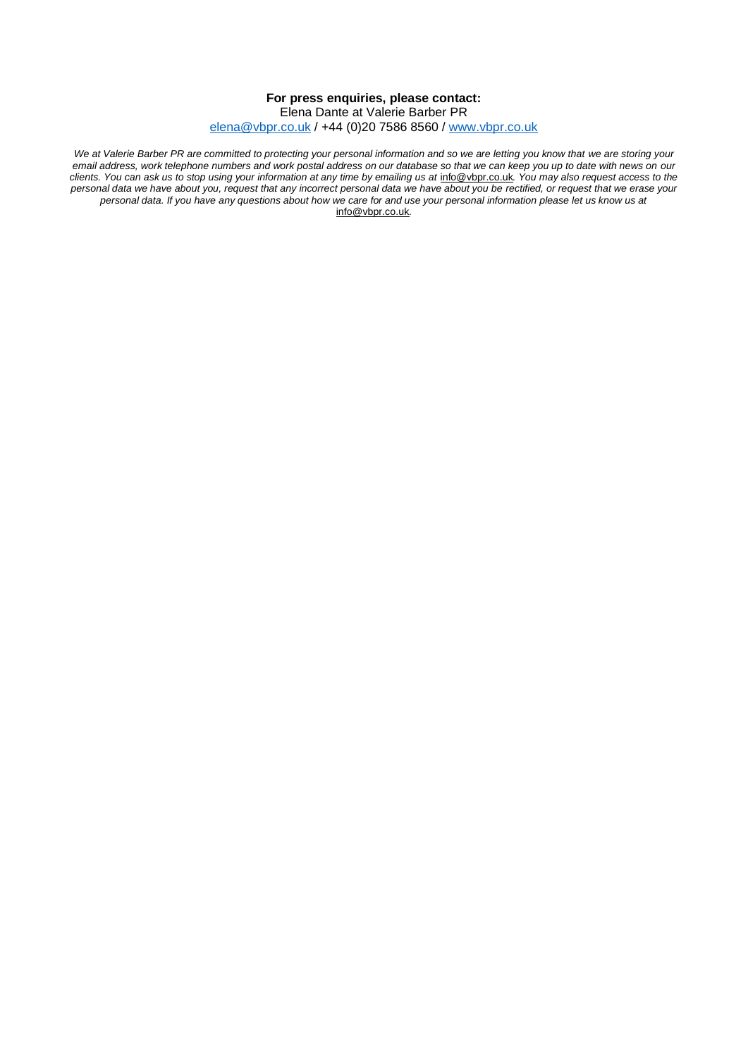**For press enquiries, please contact:**
Elena Dante at Valerie Barber PR
elena@vbpr.co.uk / +44 (0)20 7586 8560 / www.vbpr.co.uk

*We at Valerie Barber PR are committed to protecting your personal information and so we are letting you know that we are storing your email address, work telephone numbers and work postal address on our database so that we can keep you up to date with news on our clients. You can ask us to stop using your information at any time by emailing us at* info@vbpr.co.uk*. You may also request access to the personal data we have about you, request that any incorrect personal data we have about you be rectified, or request that we erase your personal data. If you have any questions about how we care for and use your personal information please let us know us at* info@vbpr.co.uk.